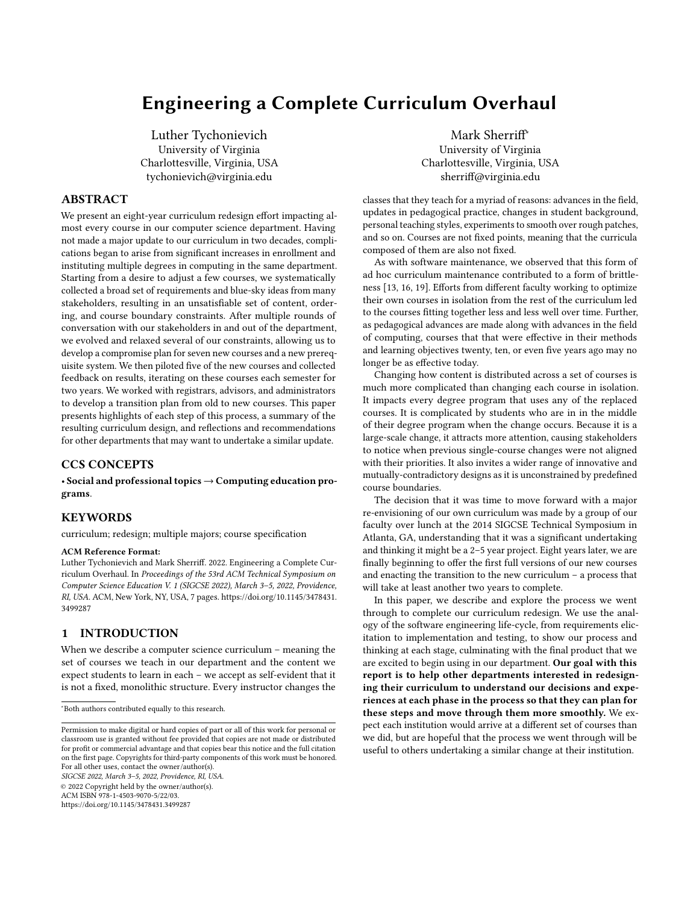# Engineering a Complete Curriculum Overhaul

Luther Tychonievich
University of Virginia
Charlottesville, Virginia, USA
tychonievich@virginia.edu

Mark Sherriff*
University of Virginia
Charlottesville, Virginia, USA
sherriff@virginia.edu

## ABSTRACT

We present an eight-year curriculum redesign effort impacting almost every course in our computer science department. Having not made a major update to our curriculum in two decades, complications began to arise from significant increases in enrollment and instituting multiple degrees in computing in the same department. Starting from a desire to adjust a few courses, we systematically collected a broad set of requirements and blue-sky ideas from many stakeholders, resulting in an unsatisfiable set of content, ordering, and course boundary constraints. After multiple rounds of conversation with our stakeholders in and out of the department, we evolved and relaxed several of our constraints, allowing us to develop a compromise plan for seven new courses and a new prerequisite system. We then piloted five of the new courses and collected feedback on results, iterating on these courses each semester for two years. We worked with registrars, advisors, and administrators to develop a transition plan from old to new courses. This paper presents highlights of each step of this process, a summary of the resulting curriculum design, and reflections and recommendations for other departments that may want to undertake a similar update.

## CCS CONCEPTS

• **Social and professional topics → Computing education programs**.

## KEYWORDS

curriculum; redesign; multiple majors; course specification

**ACM Reference Format:**
Luther Tychonievich and Mark Sherriff. 2022. Engineering a Complete Curriculum Overhaul. In *Proceedings of the 53rd ACM Technical Symposium on Computer Science Education V. 1 (SIGCSE 2022), March 3–5, 2022, Providence, RI, USA.* ACM, New York, NY, USA, 7 pages. https://doi.org/10.1145/3478431.3499287

## 1 INTRODUCTION

When we describe a computer science curriculum – meaning the set of courses we teach in our department and the content we expect students to learn in each – we accept as self-evident that it is not a fixed, monolithic structure. Every instructor changes the classes that they teach for a myriad of reasons: advances in the field, updates in pedagogical practice, changes in student background, personal teaching styles, experiments to smooth over rough patches, and so on. Courses are not fixed points, meaning that the curricula composed of them are also not fixed.

As with software maintenance, we observed that this form of ad hoc curriculum maintenance contributed to a form of brittleness [13, 16, 19]. Efforts from different faculty working to optimize their own courses in isolation from the rest of the curriculum led to the courses fitting together less and less well over time. Further, as pedagogical advances are made along with advances in the field of computing, courses that that were effective in their methods and learning objectives twenty, ten, or even five years ago may no longer be as effective today.

Changing how content is distributed across a set of courses is much more complicated than changing each course in isolation. It impacts every degree program that uses any of the replaced courses. It is complicated by students who are in in the middle of their degree program when the change occurs. Because it is a large-scale change, it attracts more attention, causing stakeholders to notice when previous single-course changes were not aligned with their priorities. It also invites a wider range of innovative and mutually-contradictory designs as it is unconstrained by predefined course boundaries.

The decision that it was time to move forward with a major re-envisioning of our own curriculum was made by a group of our faculty over lunch at the 2014 SIGCSE Technical Symposium in Atlanta, GA, understanding that it was a significant undertaking and thinking it might be a 2–5 year project. Eight years later, we are finally beginning to offer the first full versions of our new courses and enacting the transition to the new curriculum – a process that will take at least another two years to complete.

In this paper, we describe and explore the process we went through to complete our curriculum redesign. We use the analogy of the software engineering life-cycle, from requirements elicitation to implementation and testing, to show our process and thinking at each stage, culminating with the final product that we are excited to begin using in our department. **Our goal with this report is to help other departments interested in redesigning their curriculum to understand our decisions and experiences at each phase in the process so that they can plan for these steps and move through them more smoothly.** We expect each institution would arrive at a different set of courses than we did, but are hopeful that the process we went through will be useful to others undertaking a similar change at their institution.

*Both authors contributed equally to this research.

Permission to make digital or hard copies of part or all of this work for personal or classroom use is granted without fee provided that copies are not made or distributed for profit or commercial advantage and that copies bear this notice and the full citation on the first page. Copyrights for third-party components of this work must be honored. For all other uses, contact the owner/author(s).
*SIGCSE 2022, March 3–5, 2022, Providence, RI, USA.*
© 2022 Copyright held by the owner/author(s).
ACM ISBN 978-1-4503-9070-5/22/03.
https://doi.org/10.1145/3478431.3499287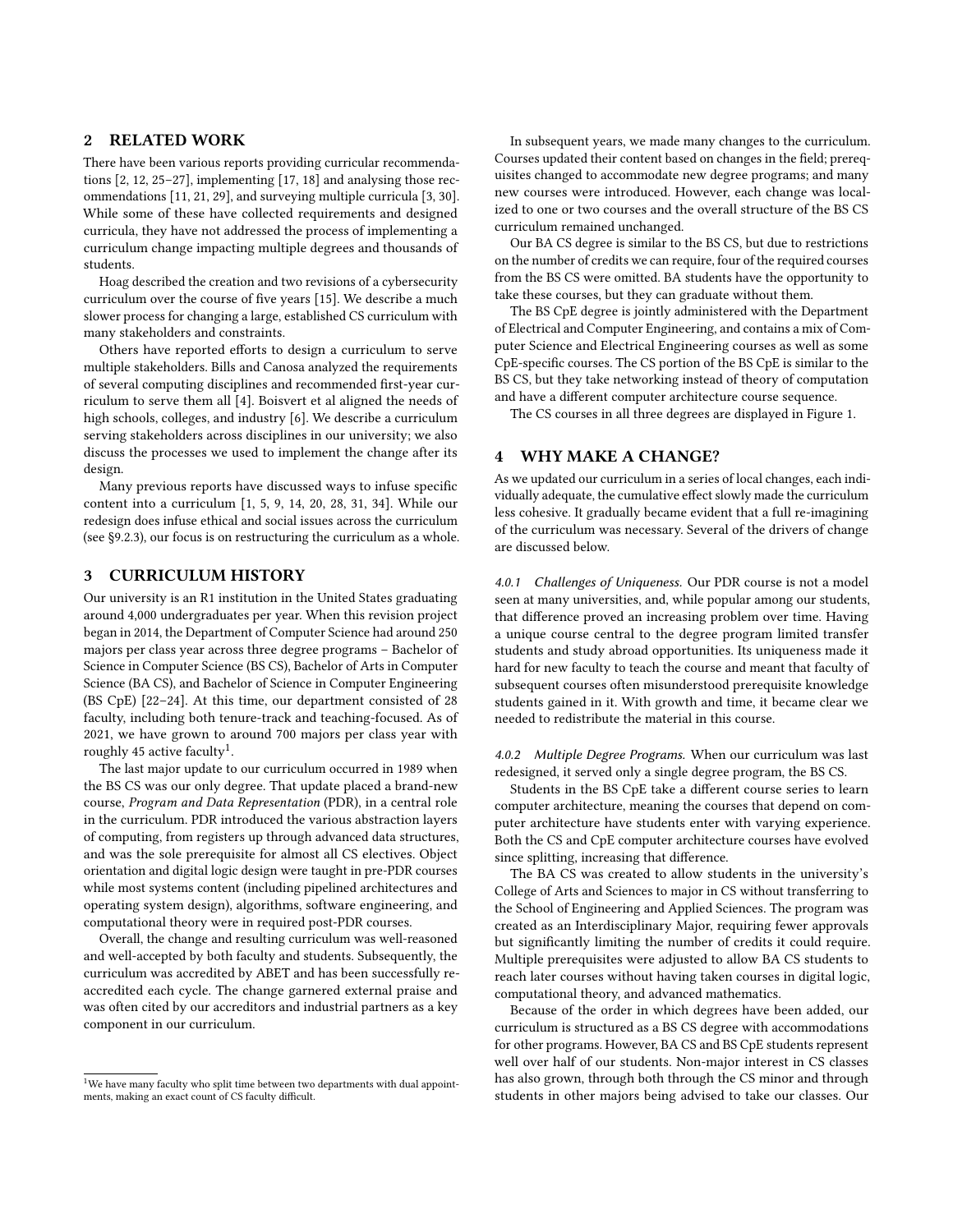## 2 RELATED WORK

There have been various reports providing curricular recommendations [2, 12, 25–27], implementing [17, 18] and analysing those recommendations [11, 21, 29], and surveying multiple curricula [3, 30]. While some of these have collected requirements and designed curricula, they have not addressed the process of implementing a curriculum change impacting multiple degrees and thousands of students.

Hoag described the creation and two revisions of a cybersecurity curriculum over the course of five years [15]. We describe a much slower process for changing a large, established CS curriculum with many stakeholders and constraints.

Others have reported efforts to design a curriculum to serve multiple stakeholders. Bills and Canosa analyzed the requirements of several computing disciplines and recommended first-year curriculum to serve them all [4]. Boisvert et al aligned the needs of high schools, colleges, and industry [6]. We describe a curriculum serving stakeholders across disciplines in our university; we also discuss the processes we used to implement the change after its design.

Many previous reports have discussed ways to infuse specific content into a curriculum [1, 5, 9, 14, 20, 28, 31, 34]. While our redesign does infuse ethical and social issues across the curriculum (see §9.2.3), our focus is on restructuring the curriculum as a whole.

## 3 CURRICULUM HISTORY

Our university is an R1 institution in the United States graduating around 4,000 undergraduates per year. When this revision project began in 2014, the Department of Computer Science had around 250 majors per class year across three degree programs – Bachelor of Science in Computer Science (BS CS), Bachelor of Arts in Computer Science (BA CS), and Bachelor of Science in Computer Engineering (BS CpE) [22–24]. At this time, our department consisted of 28 faculty, including both tenure-track and teaching-focused. As of 2021, we have grown to around 700 majors per class year with roughly 45 active faculty[1].

The last major update to our curriculum occurred in 1989 when the BS CS was our only degree. That update placed a brand-new course, *Program and Data Representation* (PDR), in a central role in the curriculum. PDR introduced the various abstraction layers of computing, from registers up through advanced data structures, and was the sole prerequisite for almost all CS electives. Object orientation and digital logic design were taught in pre-PDR courses while most systems content (including pipelined architectures and operating system design), algorithms, software engineering, and computational theory were in required post-PDR courses.

Overall, the change and resulting curriculum was well-reasoned and well-accepted by both faculty and students. Subsequently, the curriculum was accredited by ABET and has been successfully re-accredited each cycle. The change garnered external praise and was often cited by our accreditors and industrial partners as a key component in our curriculum.

[1] We have many faculty who split time between two departments with dual appointments, making an exact count of CS faculty difficult.

In subsequent years, we made many changes to the curriculum. Courses updated their content based on changes in the field; prerequisites changed to accommodate new degree programs; and many new courses were introduced. However, each change was localized to one or two courses and the overall structure of the BS CS curriculum remained unchanged.

Our BA CS degree is similar to the BS CS, but due to restrictions on the number of credits we can require, four of the required courses from the BS CS were omitted. BA students have the opportunity to take these courses, but they can graduate without them.

The BS CpE degree is jointly administered with the Department of Electrical and Computer Engineering, and contains a mix of Computer Science and Electrical Engineering courses as well as some CpE-specific courses. The CS portion of the BS CpE is similar to the BS CS, but they take networking instead of theory of computation and have a different computer architecture course sequence.

The CS courses in all three degrees are displayed in Figure 1.

## 4 WHY MAKE A CHANGE?

As we updated our curriculum in a series of local changes, each individually adequate, the cumulative effect slowly made the curriculum less cohesive. It gradually became evident that a full re-imagining of the curriculum was necessary. Several of the drivers of change are discussed below.

*4.0.1 Challenges of Uniqueness.* Our PDR course is not a model seen at many universities, and, while popular among our students, that difference proved an increasing problem over time. Having a unique course central to the degree program limited transfer students and study abroad opportunities. Its uniqueness made it hard for new faculty to teach the course and meant that faculty of subsequent courses often misunderstood prerequisite knowledge students gained in it. With growth and time, it became clear we needed to redistribute the material in this course.

*4.0.2 Multiple Degree Programs.* When our curriculum was last redesigned, it served only a single degree program, the BS CS.

Students in the BS CpE take a different course series to learn computer architecture, meaning the courses that depend on computer architecture have students enter with varying experience. Both the CS and CpE computer architecture courses have evolved since splitting, increasing that difference.

The BA CS was created to allow students in the university's College of Arts and Sciences to major in CS without transferring to the School of Engineering and Applied Sciences. The program was created as an Interdisciplinary Major, requiring fewer approvals but significantly limiting the number of credits it could require. Multiple prerequisites were adjusted to allow BA CS students to reach later courses without having taken courses in digital logic, computational theory, and advanced mathematics.

Because of the order in which degrees have been added, our curriculum is structured as a BS CS degree with accommodations for other programs. However, BA CS and BS CpE students represent well over half of our students. Non-major interest in CS classes has also grown, through both through the CS minor and through students in other majors being advised to take our classes. Our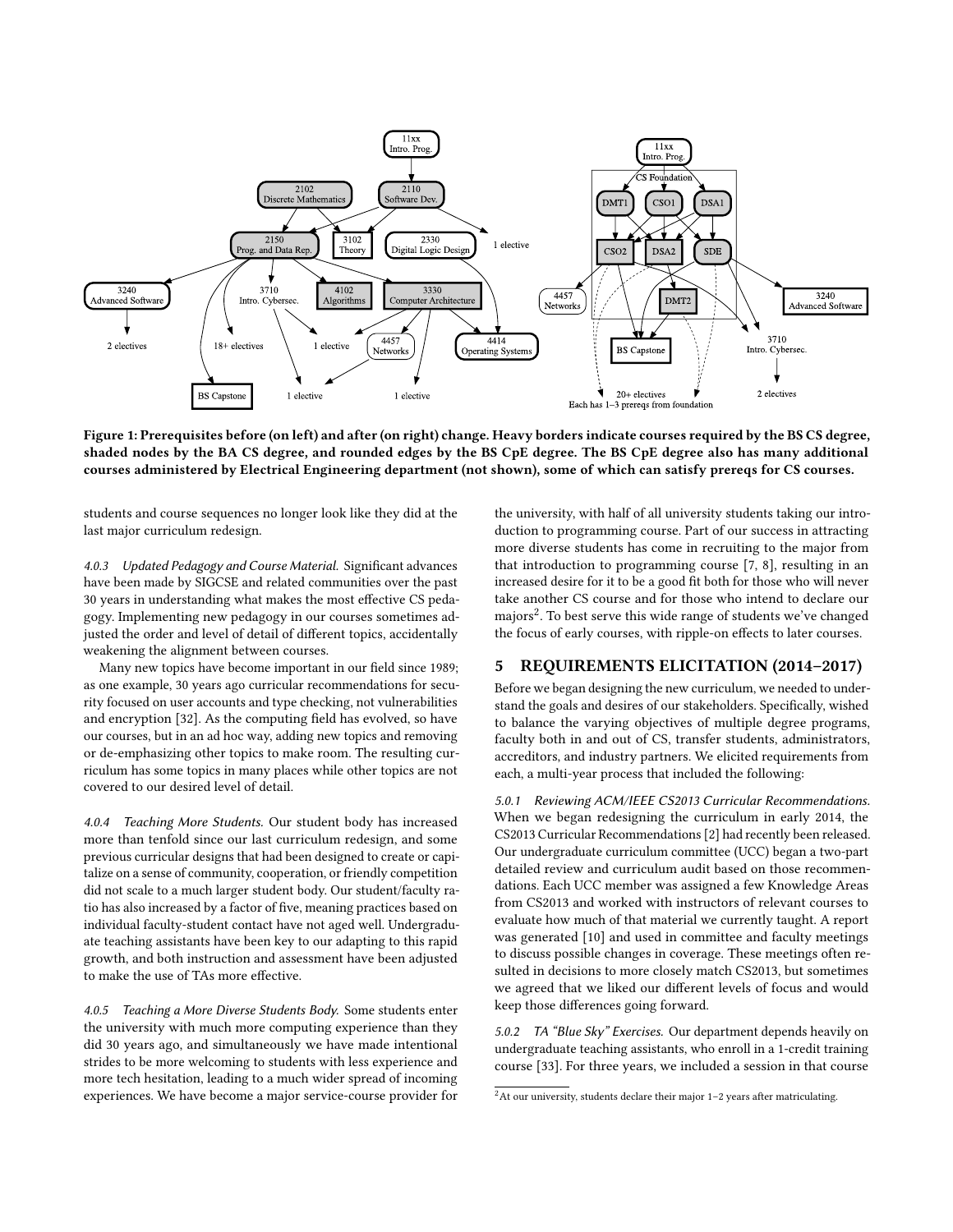Figure 1: Prerequisites before (on left) and after (on right) change. Heavy borders indicate courses required by the BS CS degree, shaded nodes by the BA CS degree, and rounded edges by the BS CpE degree. The BS CpE degree also has many additional courses administered by Electrical Engineering department (not shown), some of which can satisfy prereqs for CS courses.

students and course sequences no longer look like they did at the last major curriculum redesign.

*4.0.3 Updated Pedagogy and Course Material.* Significant advances have been made by SIGCSE and related communities over the past 30 years in understanding what makes the most effective CS pedagogy. Implementing new pedagogy in our courses sometimes adjusted the order and level of detail of different topics, accidentally weakening the alignment between courses.

Many new topics have become important in our field since 1989; as one example, 30 years ago curricular recommendations for security focused on user accounts and type checking, not vulnerabilities and encryption [32]. As the computing field has evolved, so have our courses, but in an ad hoc way, adding new topics and removing or de-emphasizing other topics to make room. The resulting curriculum has some topics in many places while other topics are not covered to our desired level of detail.

*4.0.4 Teaching More Students.* Our student body has increased more than tenfold since our last curriculum redesign, and some previous curricular designs that had been designed to create or capitalize on a sense of community, cooperation, or friendly competition did not scale to a much larger student body. Our student/faculty ratio has also increased by a factor of five, meaning practices based on individual faculty-student contact have not aged well. Undergraduate teaching assistants have been key to our adapting to this rapid growth, and both instruction and assessment have been adjusted to make the use of TAs more effective.

*4.0.5 Teaching a More Diverse Students Body.* Some students enter the university with much more computing experience than they did 30 years ago, and simultaneously we have made intentional strides to be more welcoming to students with less experience and more tech hesitation, leading to a much wider spread of incoming experiences. We have become a major service-course provider for the university, with half of all university students taking our introduction to programming course. Part of our success in attracting more diverse students has come in recruiting to the major from that introduction to programming course [7, 8], resulting in an increased desire for it to be a good fit both for those who will never take another CS course and for those who intend to declare our majors[2]. To best serve this wide range of students we've changed the focus of early courses, with ripple-on effects to later courses.

## 5 REQUIREMENTS ELICITATION (2014–2017)

Before we began designing the new curriculum, we needed to understand the goals and desires of our stakeholders. Specifically, wished to balance the varying objectives of multiple degree programs, faculty both in and out of CS, transfer students, administrators, accreditors, and industry partners. We elicited requirements from each, a multi-year process that included the following:

*5.0.1 Reviewing ACM/IEEE CS2013 Curricular Recommendations.* When we began redesigning the curriculum in early 2014, the CS2013 Curricular Recommendations [2] had recently been released. Our undergraduate curriculum committee (UCC) began a two-part detailed review and curriculum audit based on those recommendations. Each UCC member was assigned a few Knowledge Areas from CS2013 and worked with instructors of relevant courses to evaluate how much of that material we currently taught. A report was generated [10] and used in committee and faculty meetings to discuss possible changes in coverage. These meetings often resulted in decisions to more closely match CS2013, but sometimes we agreed that we liked our different levels of focus and would keep those differences going forward.

*5.0.2 TA "Blue Sky" Exercises.* Our department depends heavily on undergraduate teaching assistants, who enroll in a 1-credit training course [33]. For three years, we included a session in that course

[2] At our university, students declare their major 1–2 years after matriculating.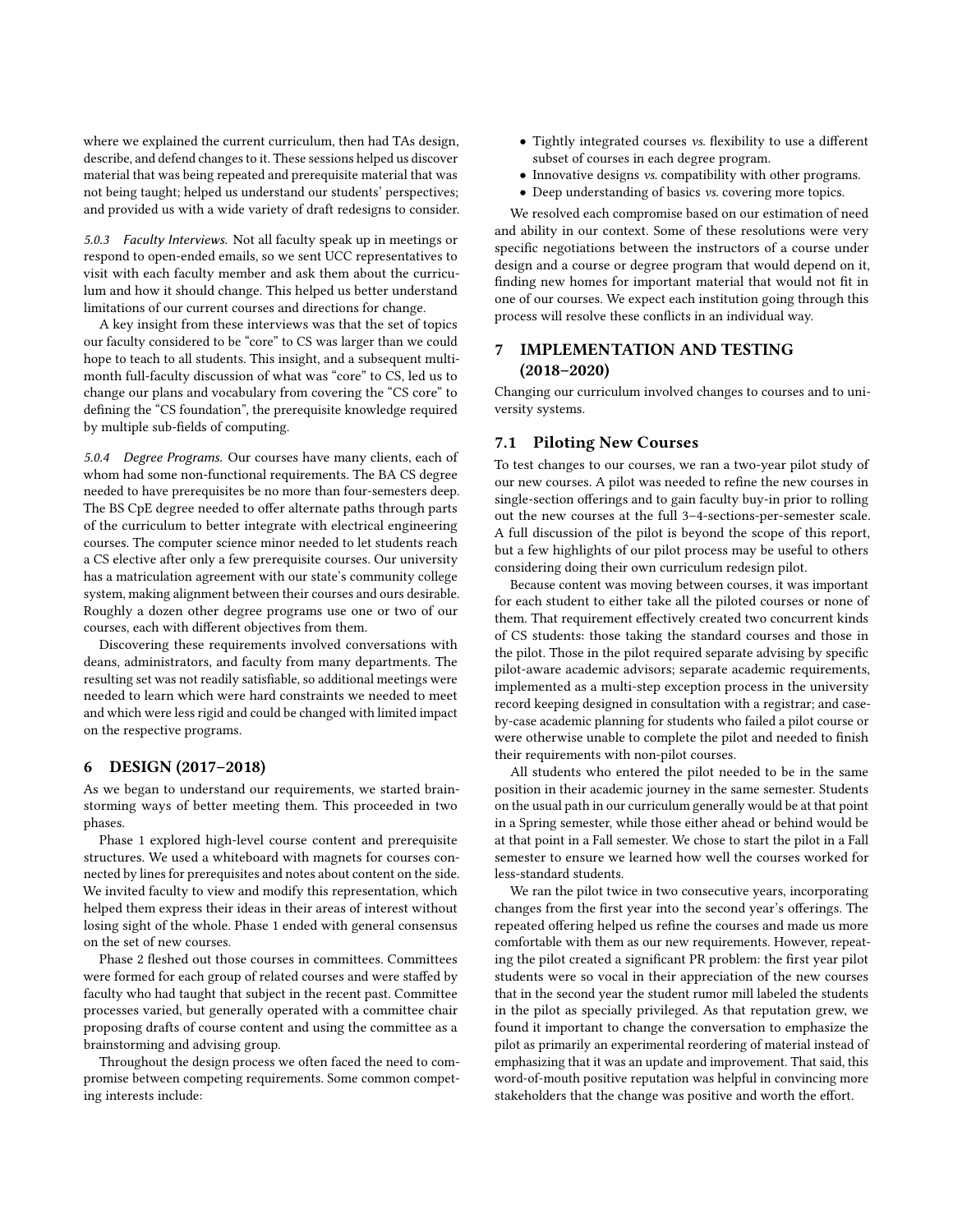where we explained the current curriculum, then had TAs design, describe, and defend changes to it. These sessions helped us discover material that was being repeated and prerequisite material that was not being taught; helped us understand our students' perspectives; and provided us with a wide variety of draft redesigns to consider.

#### 5.0.3 Faculty Interviews.

Not all faculty speak up in meetings or respond to open-ended emails, so we sent UCC representatives to visit with each faculty member and ask them about the curriculum and how it should change. This helped us better understand limitations of our current courses and directions for change.

A key insight from these interviews was that the set of topics our faculty considered to be "core" to CS was larger than we could hope to teach to all students. This insight, and a subsequent multi-month full-faculty discussion of what was "core" to CS, led us to change our plans and vocabulary from covering the "CS core" to defining the "CS foundation", the prerequisite knowledge required by multiple sub-fields of computing.

#### 5.0.4 Degree Programs.

Our courses have many clients, each of whom had some non-functional requirements. The BA CS degree needed to have prerequisites be no more than four-semesters deep. The BS CpE degree needed to offer alternate paths through parts of the curriculum to better integrate with electrical engineering courses. The computer science minor needed to let students reach a CS elective after only a few prerequisite courses. Our university has a matriculation agreement with our state's community college system, making alignment between their courses and ours desirable. Roughly a dozen other degree programs use one or two of our courses, each with different objectives from them.

Discovering these requirements involved conversations with deans, administrators, and faculty from many departments. The resulting set was not readily satisfiable, so additional meetings were needed to learn which were hard constraints we needed to meet and which were less rigid and could be changed with limited impact on the respective programs.

## 6 DESIGN (2017–2018)

As we began to understand our requirements, we started brainstorming ways of better meeting them. This proceeded in two phases.

Phase 1 explored high-level course content and prerequisite structures. We used a whiteboard with magnets for courses connected by lines for prerequisites and notes about content on the side. We invited faculty to view and modify this representation, which helped them express their ideas in their areas of interest without losing sight of the whole. Phase 1 ended with general consensus on the set of new courses.

Phase 2 fleshed out those courses in committees. Committees were formed for each group of related courses and were staffed by faculty who had taught that subject in the recent past. Committee processes varied, but generally operated with a committee chair proposing drafts of course content and using the committee as a brainstorming and advising group.

Throughout the design process we often faced the need to compromise between competing requirements. Some common competing interests include:

- Tightly integrated courses *vs.* flexibility to use a different subset of courses in each degree program.
- Innovative designs *vs.* compatibility with other programs.
- Deep understanding of basics *vs.* covering more topics.

We resolved each compromise based on our estimation of need and ability in our context. Some of these resolutions were very specific negotiations between the instructors of a course under design and a course or degree program that would depend on it, finding new homes for important material that would not fit in one of our courses. We expect each institution going through this process will resolve these conflicts in an individual way.

## 7 IMPLEMENTATION AND TESTING (2018–2020)

Changing our curriculum involved changes to courses and to university systems.

### 7.1 Piloting New Courses

To test changes to our courses, we ran a two-year pilot study of our new courses. A pilot was needed to refine the new courses in single-section offerings and to gain faculty buy-in prior to rolling out the new courses at the full 3–4-sections-per-semester scale. A full discussion of the pilot is beyond the scope of this report, but a few highlights of our pilot process may be useful to others considering doing their own curriculum redesign pilot.

Because content was moving between courses, it was important for each student to either take all the piloted courses or none of them. That requirement effectively created two concurrent kinds of CS students: those taking the standard courses and those in the pilot. Those in the pilot required separate advising by specific pilot-aware academic advisors; separate academic requirements, implemented as a multi-step exception process in the university record keeping designed in consultation with a registrar; and case-by-case academic planning for students who failed a pilot course or were otherwise unable to complete the pilot and needed to finish their requirements with non-pilot courses.

All students who entered the pilot needed to be in the same position in their academic journey in the same semester. Students on the usual path in our curriculum generally would be at that point in a Spring semester, while those either ahead or behind would be at that point in a Fall semester. We chose to start the pilot in a Fall semester to ensure we learned how well the courses worked for less-standard students.

We ran the pilot twice in two consecutive years, incorporating changes from the first year into the second year's offerings. The repeated offering helped us refine the courses and made us more comfortable with them as our new requirements. However, repeating the pilot created a significant PR problem: the first year pilot students were so vocal in their appreciation of the new courses that in the second year the student rumor mill labeled the students in the pilot as specially privileged. As that reputation grew, we found it important to change the conversation to emphasize the pilot as primarily an experimental reordering of material instead of emphasizing that it was an update and improvement. That said, this word-of-mouth positive reputation was helpful in convincing more stakeholders that the change was positive and worth the effort.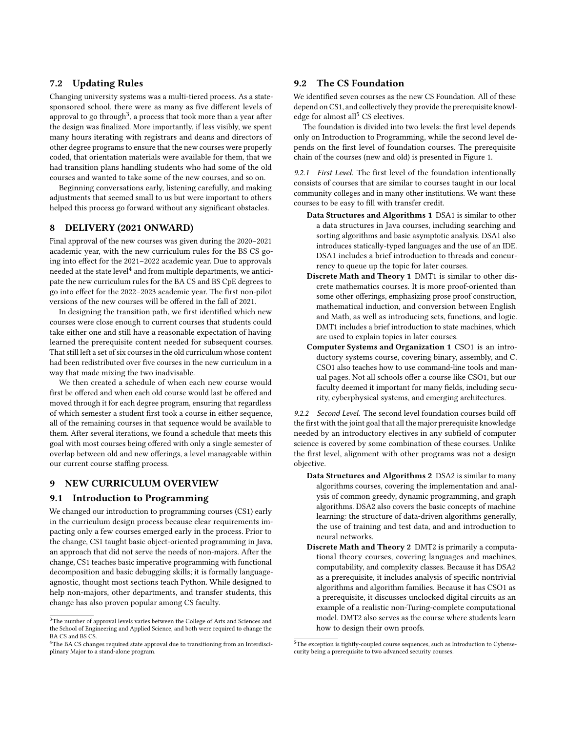### 7.2 Updating Rules

Changing university systems was a multi-tiered process. As a state-sponsored school, there were as many as five different levels of approval to go through[3], a process that took more than a year after the design was finalized. More importantly, if less visibly, we spent many hours iterating with registrars and deans and directors of other degree programs to ensure that the new courses were properly coded, that orientation materials were available for them, that we had transition plans handling students who had some of the old courses and wanted to take some of the new courses, and so on.

Beginning conversations early, listening carefully, and making adjustments that seemed small to us but were important to others helped this process go forward without any significant obstacles.

## 8 DELIVERY (2021 ONWARD)

Final approval of the new courses was given during the 2020–2021 academic year, with the new curriculum rules for the BS CS going into effect for the 2021–2022 academic year. Due to approvals needed at the state level[4] and from multiple departments, we anticipate the new curriculum rules for the BA CS and BS CpE degrees to go into effect for the 2022–2023 academic year. The first non-pilot versions of the new courses will be offered in the fall of 2021.

In designing the transition path, we first identified which new courses were close enough to current courses that students could take either one and still have a reasonable expectation of having learned the prerequisite content needed for subsequent courses. That still left a set of six courses in the old curriculum whose content had been redistributed over five courses in the new curriculum in a way that made mixing the two inadvisable.

We then created a schedule of when each new course would first be offered and when each old course would last be offered and moved through it for each degree program, ensuring that regardless of which semester a student first took a course in either sequence, all of the remaining courses in that sequence would be available to them. After several iterations, we found a schedule that meets this goal with most courses being offered with only a single semester of overlap between old and new offerings, a level manageable within our current course staffing process.

## 9 NEW CURRICULUM OVERVIEW

### 9.1 Introduction to Programming

We changed our introduction to programming courses (CS1) early in the curriculum design process because clear requirements impacting only a few courses emerged early in the process. Prior to the change, CS1 taught basic object-oriented programming in Java, an approach that did not serve the needs of non-majors. After the change, CS1 teaches basic imperative programming with functional decomposition and basic debugging skills; it is formally language-agnostic, thought most sections teach Python. While designed to help non-majors, other departments, and transfer students, this change has also proven popular among CS faculty.

[3]The number of approval levels varies between the College of Arts and Sciences and the School of Engineering and Applied Science, and both were required to change the BA CS and BS CS.

[4]The BA CS changes required state approval due to transitioning from an Interdisciplinary Major to a stand-alone program.

### 9.2 The CS Foundation

We identified seven courses as the new CS Foundation. All of these depend on CS1, and collectively they provide the prerequisite knowledge for almost all[5] CS electives.

The foundation is divided into two levels: the first level depends only on Introduction to Programming, while the second level depends on the first level of foundation courses. The prerequisite chain of the courses (new and old) is presented in Figure 1.

*9.2.1 First Level.* The first level of the foundation intentionally consists of courses that are similar to courses taught in our local community colleges and in many other institutions. We want these courses to be easy to fill with transfer credit.

- **Data Structures and Algorithms 1** DSA1 is similar to other a data structures in Java courses, including searching and sorting algorithms and basic asymptotic analysis. DSA1 also introduces statically-typed languages and the use of an IDE. DSA1 includes a brief introduction to threads and concurrency to queue up the topic for later courses.
- **Discrete Math and Theory 1** DMT1 is similar to other discrete mathematics courses. It is more proof-oriented than some other offerings, emphasizing prose proof construction, mathematical induction, and conversion between English and Math, as well as introducing sets, functions, and logic. DMT1 includes a brief introduction to state machines, which are used to explain topics in later courses.
- **Computer Systems and Organization 1** CSO1 is an introductory systems course, covering binary, assembly, and C. CSO1 also teaches how to use command-line tools and manual pages. Not all schools offer a course like CSO1, but our faculty deemed it important for many fields, including security, cyberphysical systems, and emerging architectures.

*9.2.2 Second Level.* The second level foundation courses build off the first with the joint goal that all the major prerequisite knowledge needed by an introductory electives in any subfield of computer science is covered by some combination of these courses. Unlike the first level, alignment with other programs was not a design objective.

- **Data Structures and Algorithms 2** DSA2 is similar to many algorithms courses, covering the implementation and analysis of common greedy, dynamic programming, and graph algorithms. DSA2 also covers the basic concepts of machine learning: the structure of data-driven algorithms generally, the use of training and test data, and and introduction to neural networks.
- **Discrete Math and Theory 2** DMT2 is primarily a computational theory courses, covering languages and machines, computability, and complexity classes. Because it has DSA2 as a prerequisite, it includes analysis of specific nontrivial algorithms and algorithm families. Because it has CSO1 as a prerequisite, it discusses unclocked digital circuits as an example of a realistic non-Turing-complete computational model. DMT2 also serves as the course where students learn how to design their own proofs.

[5]The exception is tightly-coupled course sequences, such as Introduction to Cybersecurity being a prerequisite to two advanced security courses.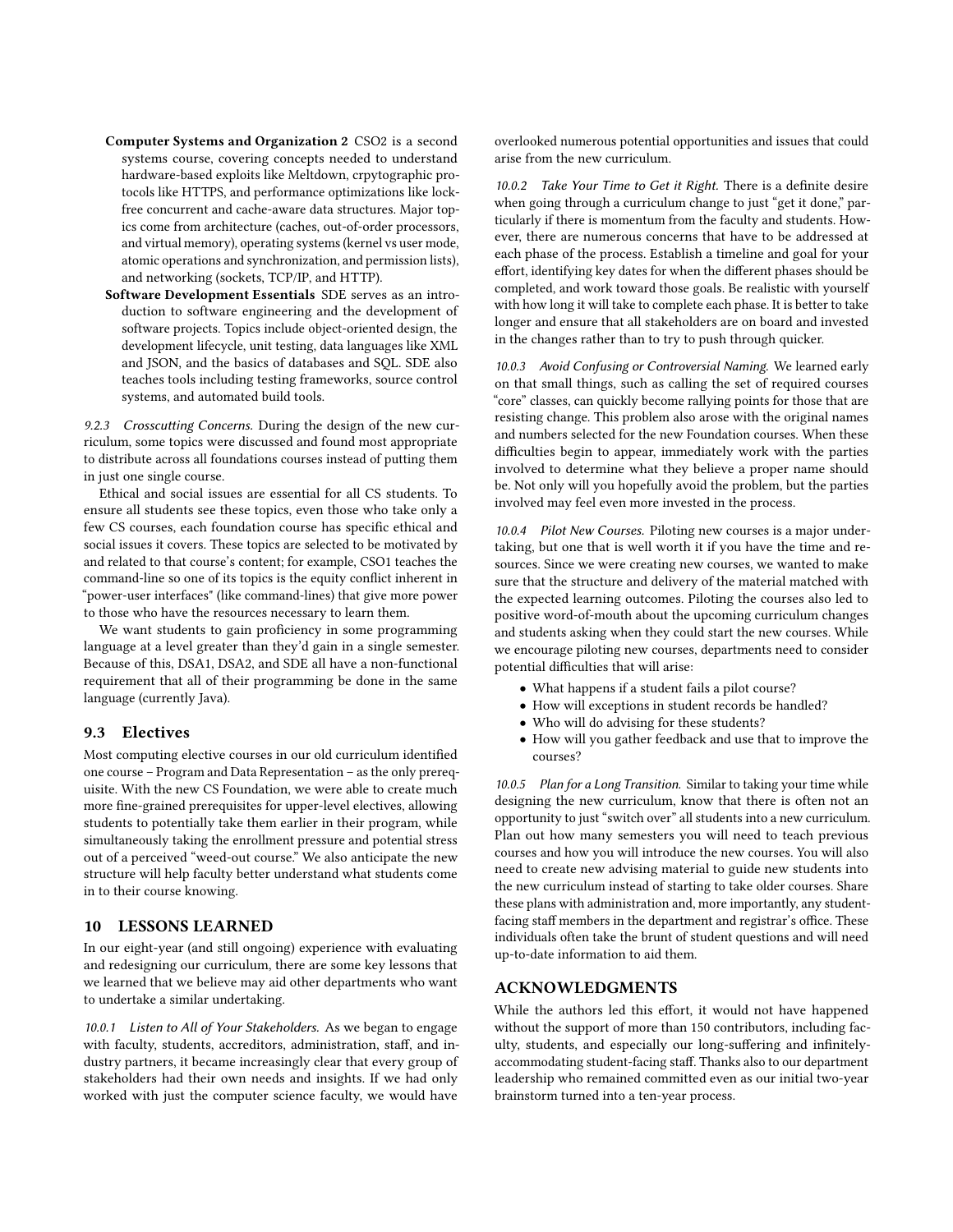**Computer Systems and Organization 2** CSO2 is a second systems course, covering concepts needed to understand hardware-based exploits like Meltdown, crpytographic protocols like HTTPS, and performance optimizations like lock-free concurrent and cache-aware data structures. Major topics come from architecture (caches, out-of-order processors, and virtual memory), operating systems (kernel vs user mode, atomic operations and synchronization, and permission lists), and networking (sockets, TCP/IP, and HTTP).

**Software Development Essentials** SDE serves as an introduction to software engineering and the development of software projects. Topics include object-oriented design, the development lifecycle, unit testing, data languages like XML and JSON, and the basics of databases and SQL. SDE also teaches tools including testing frameworks, source control systems, and automated build tools.

*9.2.3 Crosscutting Concerns.* During the design of the new curriculum, some topics were discussed and found most appropriate to distribute across all foundations courses instead of putting them in just one single course.

Ethical and social issues are essential for all CS students. To ensure all students see these topics, even those who take only a few CS courses, each foundation course has specific ethical and social issues it covers. These topics are selected to be motivated by and related to that course's content; for example, CSO1 teaches the command-line so one of its topics is the equity conflict inherent in "power-user interfaces" (like command-lines) that give more power to those who have the resources necessary to learn them.

We want students to gain proficiency in some programming language at a level greater than they'd gain in a single semester. Because of this, DSA1, DSA2, and SDE all have a non-functional requirement that all of their programming be done in the same language (currently Java).

## 9.3 Electives

Most computing elective courses in our old curriculum identified one course – Program and Data Representation – as the only prerequisite. With the new CS Foundation, we were able to create much more fine-grained prerequisites for upper-level electives, allowing students to potentially take them earlier in their program, while simultaneously taking the enrollment pressure and potential stress out of a perceived "weed-out course." We also anticipate the new structure will help faculty better understand what students come in to their course knowing.

# 10 LESSONS LEARNED

In our eight-year (and still ongoing) experience with evaluating and redesigning our curriculum, there are some key lessons that we learned that we believe may aid other departments who want to undertake a similar undertaking.

*10.0.1 Listen to All of Your Stakeholders.* As we began to engage with faculty, students, accreditors, administration, staff, and industry partners, it became increasingly clear that every group of stakeholders had their own needs and insights. If we had only worked with just the computer science faculty, we would have overlooked numerous potential opportunities and issues that could arise from the new curriculum.

*10.0.2 Take Your Time to Get it Right.* There is a definite desire when going through a curriculum change to just "get it done," particularly if there is momentum from the faculty and students. However, there are numerous concerns that have to be addressed at each phase of the process. Establish a timeline and goal for your effort, identifying key dates for when the different phases should be completed, and work toward those goals. Be realistic with yourself with how long it will take to complete each phase. It is better to take longer and ensure that all stakeholders are on board and invested in the changes rather than to try to push through quicker.

*10.0.3 Avoid Confusing or Controversial Naming.* We learned early on that small things, such as calling the set of required courses "core" classes, can quickly become rallying points for those that are resisting change. This problem also arose with the original names and numbers selected for the new Foundation courses. When these difficulties begin to appear, immediately work with the parties involved to determine what they believe a proper name should be. Not only will you hopefully avoid the problem, but the parties involved may feel even more invested in the process.

*10.0.4 Pilot New Courses.* Piloting new courses is a major undertaking, but one that is well worth it if you have the time and resources. Since we were creating new courses, we wanted to make sure that the structure and delivery of the material matched with the expected learning outcomes. Piloting the courses also led to positive word-of-mouth about the upcoming curriculum changes and students asking when they could start the new courses. While we encourage piloting new courses, departments need to consider potential difficulties that will arise:

- What happens if a student fails a pilot course?
- How will exceptions in student records be handled?
- Who will do advising for these students?
- How will you gather feedback and use that to improve the courses?

*10.0.5 Plan for a Long Transition.* Similar to taking your time while designing the new curriculum, know that there is often not an opportunity to just "switch over" all students into a new curriculum. Plan out how many semesters you will need to teach previous courses and how you will introduce the new courses. You will also need to create new advising material to guide new students into the new curriculum instead of starting to take older courses. Share these plans with administration and, more importantly, any student-facing staff members in the department and registrar's office. These individuals often take the brunt of student questions and will need up-to-date information to aid them.

# ACKNOWLEDGMENTS

While the authors led this effort, it would not have happened without the support of more than 150 contributors, including faculty, students, and especially our long-suffering and infinitely-accommodating student-facing staff. Thanks also to our department leadership who remained committed even as our initial two-year brainstorm turned into a ten-year process.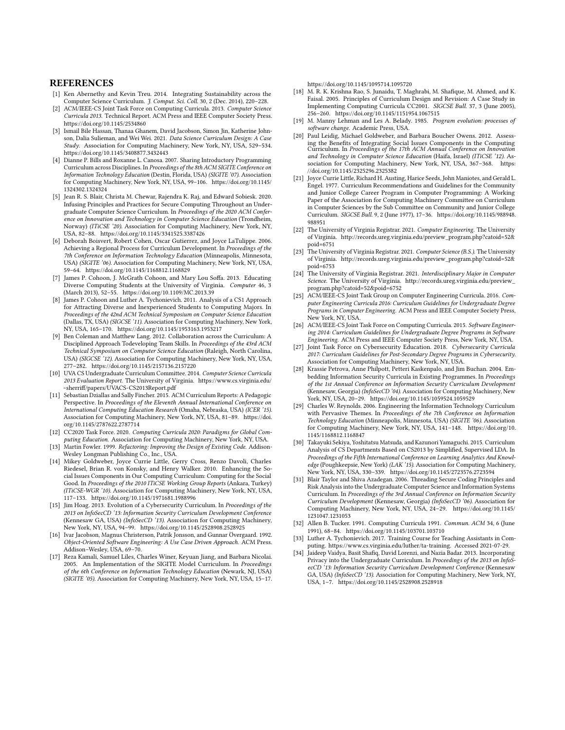# REFERENCES

[1] Ken Abernethy and Kevin Treu. 2014. Integrating Sustainability across the Computer Science Curriculum. *J. Comput. Sci. Coll.* 30, 2 (Dec. 2014), 220–228.

[2] ACM/IEEE-CS Joint Task Force on Computing Curricula. 2013. *Computer Science Curricula 2013.* Technical Report. ACM Press and IEEE Computer Society Press. https://doi.org/10.1145/2534860

[3] Ismail Bile Hassan, Thanaa Ghanem, David Jacobson, Simon Jin, Katherine Johnson, Dalia Sulieman, and Wei Wei. 2021. *Data Science Curriculum Design: A Case Study.* Association for Computing Machinery, New York, NY, USA, 529–534. https://doi.org/10.1145/3408877.3432443

[4] Dianne P. Bills and Roxanne L. Canosa. 2007. Sharing Introductory Programming Curriculum across Disciplines. In *Proceedings of the 8th ACM SIGITE Conference on Information Technology Education* (Destin, Florida, USA) *(SIGITE '07)*. Association for Computing Machinery, New York, NY, USA, 99–106. https://doi.org/10.1145/1324302.1324324

[5] Jean R. S. Blair, Christa M. Chewar, Rajendra K. Raj, and Edward Sobiesk. 2020. Infusing Principles and Practices for Secure Computing Throughout an Undergraduate Computer Science Curriculum. In *Proceedings of the 2020 ACM Conference on Innovation and Technology in Computer Science Education* (Trondheim, Norway) *(ITiCSE '20)*. Association for Computing Machinery, New York, NY, USA, 82–88. https://doi.org/10.1145/3341525.3387426

[6] Deborah Boisvert, Robert Cohen, Oscar Gutierrez, and Joyce LaTulippe. 2006. Achieving a Regional Process for Curriculum Development. In *Proceedings of the 7th Conference on Information Technology Education* (Minneapolis, Minnesota, USA) *(SIGITE '06)*. Association for Computing Machinery, New York, NY, USA, 59–64. https://doi.org/10.1145/1168812.1168829

[7] James P. Cohoon, J. McGrath Cohoon, and Mary Lou Soffa. 2013. Educating Diverse Computing Students at the University of Virginia. *Computer* 46, 3 (March 2013), 52–55. https://doi.org/10.1109/MC.2013.39

[8] James P. Cohoon and Luther A. Tychonievich. 2011. Analysis of a CS1 Approach for Attracting Diverse and Inexperienced Students to Computing Majors. In *Proceedings of the 42nd ACM Technical Symposium on Computer Science Education* (Dallas, TX, USA) *(SIGCSE '11)*. Association for Computing Machinery, New York, NY, USA, 165–170. https://doi.org/10.1145/1953163.1953217

[9] Ben Coleman and Matthew Lang. 2012. Collaboration across the Curriculum: A Disciplined Approach Todeveloping Team Skills. In *Proceedings of the 43rd ACM Technical Symposium on Computer Science Education* (Raleigh, North Carolina, USA) *(SIGCSE '12)*. Association for Computing Machinery, New York, NY, USA, 277–282. https://doi.org/10.1145/2157136.2157220

[10] UVA CS Undergraduate Curriculum Committee. 2014. *Computer Science Curricula 2013 Evaluation Report.* The University of Virginia. https://www.cs.virginia.edu/~sherriff/papers/UVACS-CS2013Report.pdf

[11] Sebastian Dziallas and Sally Fincher. 2015. ACM Curriculum Reports: A Pedagogic Perspective. In *Proceedings of the Eleventh Annual International Conference on International Computing Education Research* (Omaha, Nebraska, USA) *(ICER '15)*. Association for Computing Machinery, New York, NY, USA, 81–89. https://doi.org/10.1145/2787622.2787714

[12] CC2020 Task Force. 2020. *Computing Curricula 2020: Paradigms for Global Computing Education.* Association for Computing Machinery, New York, NY, USA.

[13] Martin Fowler. 1999. *Refactoring: Improving the Design of Existing Code.* Addison-Wesley Longman Publishing Co., Inc., USA.

[14] Mikey Goldweber, Joyce Currie Little, Gerry Cross, Renzo Davoli, Charles Riedesel, Brian R. von Konsky, and Henry Walker. 2010. Enhancing the Social Issues Components in Our Computing Curriculum: Computing for the Social Good. In *Proceedings of the 2010 ITiCSE Working Group Reports* (Ankara, Turkey) *(ITiCSE-WGR '10)*. Association for Computing Machinery, New York, NY, USA, 117–133. https://doi.org/10.1145/1971681.1988996

[15] Jim Hoag. 2013. Evolution of a Cybersecurity Curriculum. In *Proceedings of the 2013 on InfoSecCD '13: Information Security Curriculum Development Conference* (Kennesaw GA, USA) *(InfoSecCD '13)*. Association for Computing Machinery, New York, NY, USA, 94–99. https://doi.org/10.1145/2528908.2528925

[16] Ivar Jacobson, Magnus Christerson, Patrik Jonsson, and Gunnar Övergaard. 1992. *Object-Oriented Software Engineering: A Use Case Driven Approach.* ACM Press. Addison–Wesley, USA, 69–70.

[17] Reza Kamali, Samuel Liles, Charles Winer, Keyuan Jiang, and Barbara Nicolai. 2005. An Implementation of the SIGITE Model Curriculum. In *Proceedings of the 6th Conference on Information Technology Education* (Newark, NJ, USA) *(SIGITE '05)*. Association for Computing Machinery, New York, NY, USA, 15–17. https://doi.org/10.1145/1095714.1095720

[18] M. R. K. Krishna Rao, S. Junaidu, T. Maghrabi, M. Shafique, M. Ahmed, and K. Faisal. 2005. Principles of Curriculum Design and Revision: A Case Study in Implementing Computing Curricula CC2001. *SIGCSE Bull.* 37, 3 (June 2005), 256–260. https://doi.org/10.1145/1151954.1067515

[19] M. Manny Lehman and Les A. Belady. 1985. *Program evolution: processes of software change.* Academic Press, USA.

[20] Paul Leidig, Michael Goldweber, and Barbara Boucher Owens. 2012. Assessing the Benefits of Integrating Social Issues Components in the Computing Curriculum. In *Proceedings of the 17th ACM Annual Conference on Innovation and Technology in Computer Science Education* (Haifa, Israel) *(ITiCSE '12)*. Association for Computing Machinery, New York, NY, USA, 367–368. https://doi.org/10.1145/2325296.2325382

[21] Joyce Currie Little, Richard H. Austing, Harice Seeds, John Maniotes, and Gerald L. Engel. 1977. Curriculum Recommendations and Guidelines for the Community and Junior College Career Program in Computer Programming: A Working Paper of the Association for Computing Machinery Committee on Curriculum in Computer Sciences by the Sub Committee on Community and Junior College Curriculum. *SIGCSE Bull.* 9, 2 (June 1977), 17–36. https://doi.org/10.1145/988948.988951

[22] The University of Virginia Registrar. 2021. *Computer Engineering.* The University of Virginia. http://records.ureg.virginia.edu/preview_program.php?catoid=52&poid=6751

[23] The University of Virginia Registrar. 2021. *Computer Science (B.S.).* The University of Virginia. http://records.ureg.virginia.edu/preview_program.php?catoid=52&poid=6753

[24] The University of Virginia Registrar. 2021. *Interdisciplinary Major in Computer Science.* The University of Virginia. http://records.ureg.virginia.edu/preview_program.php?catoid=52&poid=6752

[25] ACM/IEEE-CS Joint Task Group on Computer Engineering Curricula. 2016. *Computer Engineering Curricula 2016: Curriculum Guidelines for Undergraduate Degree Programs in Computer Engineering.* ACM Press and IEEE Computer Society Press, New York, NY, USA.

[26] ACM/IEEE-CS Joint Task Force on Computing Curricula. 2015. *Software Engineering 2014: Curriculum Guidelines for Undergraduate Degree Programs in Software Engineering.* ACM Press and IEEE Computer Society Press, New York, NY, USA.

[27] Joint Task Force on Cybersecurity Education. 2018. *Cybersecurity Curricula 2017: Curriculum Guidelines for Post-Secondary Degree Programs in Cybersecurity.* Association for Computing Machinery, New York, NY, USA.

[28] Krassie Petrova, Anne Philpott, Petteri Kaskenpalo, and Jim Buchan. 2004. Embedding Information Security Curricula in Existing Programmes. In *Proceedings of the 1st Annual Conference on Information Security Curriculum Development* (Kennesaw, Georgia) *(InfoSecCD '04)*. Association for Computing Machinery, New York, NY, USA, 20–29. https://doi.org/10.1145/1059524.1059529

[29] Charles W. Reynolds. 2006. Engineering the Information Technology Curriculum with Pervasive Themes. In *Proceedings of the 7th Conference on Information Technology Education* (Minneapolis, Minnesota, USA) *(SIGITE '06)*. Association for Computing Machinery, New York, NY, USA, 141–148. https://doi.org/10.1145/1168812.1168847

[30] Takayuki Sekiya, Yoshitatsu Matsuda, and Kazunori Yamaguchi. 2015. Curriculum Analysis of CS Departments Based on CS2013 by Simplified, Supervised LDA. In *Proceedings of the Fifth International Conference on Learning Analytics And Knowledge* (Poughkeepsie, New York) *(LAK '15)*. Association for Computing Machinery, New York, NY, USA, 330–339. https://doi.org/10.1145/2723576.2723594

[31] Blair Taylor and Shiva Azadegan. 2006. Threading Secure Coding Principles and Risk Analysis into the Undergraduate Computer Science and Information Systems Curriculum. In *Proceedings of the 3rd Annual Conference on Information Security Curriculum Development* (Kennesaw, Georgia) *(InfoSecCD '06)*. Association for Computing Machinery, New York, NY, USA, 24–29. https://doi.org/10.1145/1231047.1231053

[32] Allen B. Tucker. 1991. Computing Curricula 1991. *Commun. ACM* 34, 6 (June 1991), 68–84. https://doi.org/10.1145/103701.103710

[33] Luther A. Tychonievich. 2017. Training Course for Teaching Assistants in Computing. https://www.cs.virginia.edu/luther/ta-training. Accessed 2021-07-29.

[34] Jaideep Vaidya, Basit Shafiq, David Lorenzi, and Nazia Badar. 2013. Incorporating Privacy into the Undergraduate Curriculum. In *Proceedings of the 2013 on InfoSecCD '13: Information Security Curriculum Development Conference* (Kennesaw GA, USA) *(InfoSecCD '13)*. Association for Computing Machinery, New York, NY, USA, 1–7. https://doi.org/10.1145/2528908.2528918